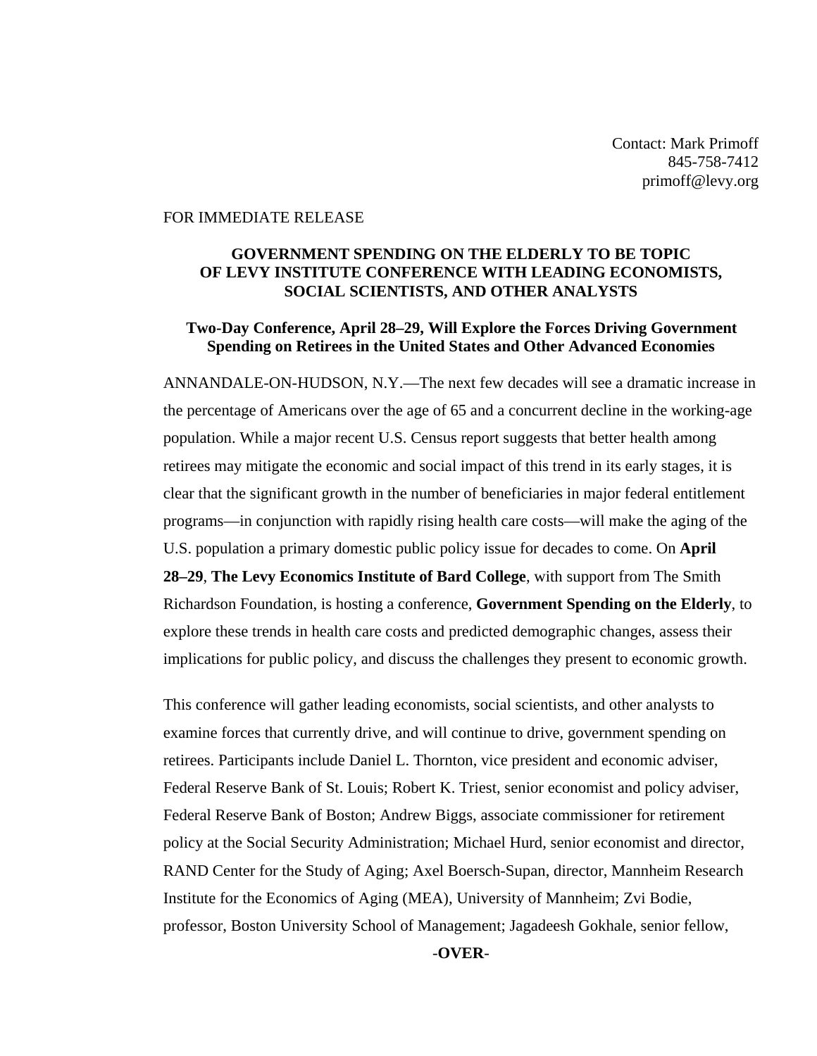Contact: Mark Primoff
845-758-7412
primoff@levy.org

FOR IMMEDIATE RELEASE

## GOVERNMENT SPENDING ON THE ELDERLY TO BE TOPIC OF LEVY INSTITUTE CONFERENCE WITH LEADING ECONOMISTS, SOCIAL SCIENTISTS, AND OTHER ANALYSTS

### Two-Day Conference, April 28–29, Will Explore the Forces Driving Government Spending on Retirees in the United States and Other Advanced Economies

ANNANDALE-ON-HUDSON, N.Y.—The next few decades will see a dramatic increase in the percentage of Americans over the age of 65 and a concurrent decline in the working-age population. While a major recent U.S. Census report suggests that better health among retirees may mitigate the economic and social impact of this trend in its early stages, it is clear that the significant growth in the number of beneficiaries in major federal entitlement programs—in conjunction with rapidly rising health care costs—will make the aging of the U.S. population a primary domestic public policy issue for decades to come. On **April 28–29**, **The Levy Economics Institute of Bard College**, with support from The Smith Richardson Foundation, is hosting a conference, **Government Spending on the Elderly**, to explore these trends in health care costs and predicted demographic changes, assess their implications for public policy, and discuss the challenges they present to economic growth.

This conference will gather leading economists, social scientists, and other analysts to examine forces that currently drive, and will continue to drive, government spending on retirees. Participants include Daniel L. Thornton, vice president and economic adviser, Federal Reserve Bank of St. Louis; Robert K. Triest, senior economist and policy adviser, Federal Reserve Bank of Boston; Andrew Biggs, associate commissioner for retirement policy at the Social Security Administration; Michael Hurd, senior economist and director, RAND Center for the Study of Aging; Axel Boersch-Supan, director, Mannheim Research Institute for the Economics of Aging (MEA), University of Mannheim; Zvi Bodie, professor, Boston University School of Management; Jagadeesh Gokhale, senior fellow,

-**OVER**-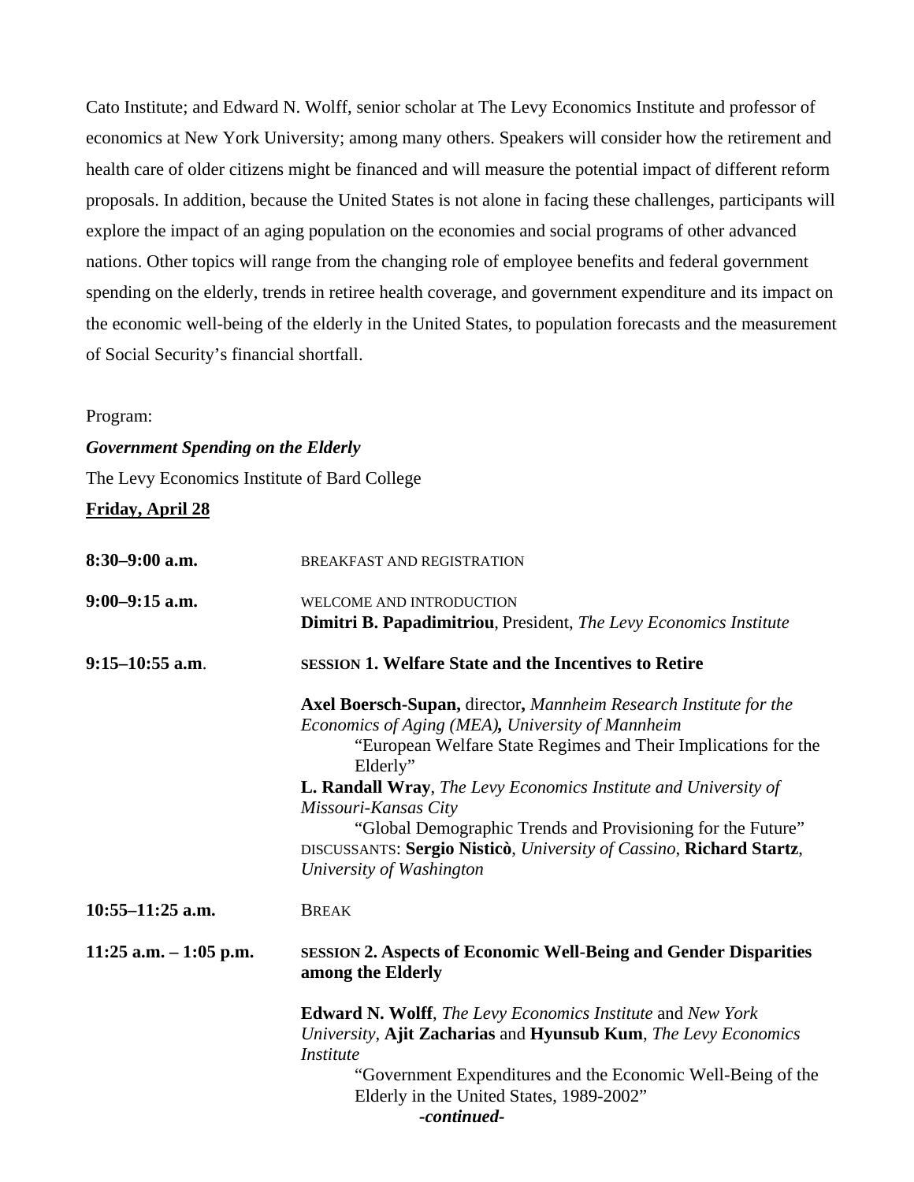Cato Institute; and Edward N. Wolff, senior scholar at The Levy Economics Institute and professor of economics at New York University; among many others. Speakers will consider how the retirement and health care of older citizens might be financed and will measure the potential impact of different reform proposals. In addition, because the United States is not alone in facing these challenges, participants will explore the impact of an aging population on the economies and social programs of other advanced nations. Other topics will range from the changing role of employee benefits and federal government spending on the elderly, trends in retiree health coverage, and government expenditure and its impact on the economic well-being of the elderly in the United States, to population forecasts and the measurement of Social Security's financial shortfall.

Program:

***Government Spending on the Elderly***

The Levy Economics Institute of Bard College

**<u>Friday, April 28</u>**

**8:30–9:00 a.m.** BREAKFAST AND REGISTRATION

**9:00–9:15 a.m.** WELCOME AND INTRODUCTION
**Dimitri B. Papadimitriou**, President, *The Levy Economics Institute*

**9:15–10:55 a.m**. **SESSION 1. Welfare State and the Incentives to Retire**

**Axel Boersch-Supan,** director**,** *Mannheim Research Institute for the Economics of Aging (MEA)***,** *University of Mannheim*
"European Welfare State Regimes and Their Implications for the Elderly"

**L. Randall Wray**, *The Levy Economics Institute and University of Missouri-Kansas City*
"Global Demographic Trends and Provisioning for the Future"

DISCUSSANTS: **Sergio Nisticò**, *University of Cassino*, **Richard Startz**, *University of Washington*

**10:55–11:25 a.m.** BREAK

**11:25 a.m. – 1:05 p.m.** **SESSION 2. Aspects of Economic Well-Being and Gender Disparities among the Elderly**

**Edward N. Wolff**, *The Levy Economics Institute* and *New York University*, **Ajit Zacharias** and **Hyunsub Kum**, *The Levy Economics Institute*
"Government Expenditures and the Economic Well-Being of the Elderly in the United States, 1989-2002"

***-continued-***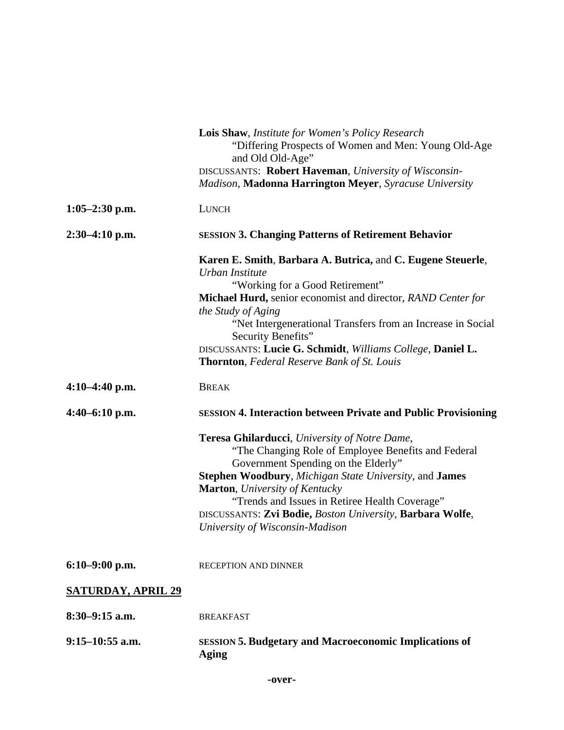**Lois Shaw**, *Institute for Women's Policy Research*
"Differing Prospects of Women and Men: Young Old-Age and Old Old-Age"
DISCUSSANTS: **Robert Haveman**, *University of Wisconsin-Madison*, **Madonna Harrington Meyer**, *Syracuse University*

**1:05–2:30 p.m.** LUNCH

**2:30–4:10 p.m.** **SESSION 3. Changing Patterns of Retirement Behavior**

**Karen E. Smith**, **Barbara A. Butrica,** and **C. Eugene Steuerle**, *Urban Institute*
"Working for a Good Retirement"
**Michael Hurd,** senior economist and director, *RAND Center for the Study of Aging*
"Net Intergenerational Transfers from an Increase in Social Security Benefits"
DISCUSSANTS: **Lucie G. Schmidt**, *Williams College*, **Daniel L. Thornton**, *Federal Reserve Bank of St. Louis*

**4:10–4:40 p.m.** BREAK

**4:40–6:10 p.m.** **SESSION 4. Interaction between Private and Public Provisioning**

**Teresa Ghilarducci**, *University of Notre Dame*,
"The Changing Role of Employee Benefits and Federal Government Spending on the Elderly"
**Stephen Woodbury**, *Michigan State University*, and **James Marton**, *University of Kentucky*
"Trends and Issues in Retiree Health Coverage"
DISCUSSANTS: **Zvi Bodie,** *Boston University*, **Barbara Wolfe**, *University of Wisconsin-Madison*

**6:10–9:00 p.m.** RECEPTION AND DINNER

**SATURDAY, APRIL 29**

**8:30–9:15 a.m.** BREAKFAST

**9:15–10:55 a.m.** **SESSION 5. Budgetary and Macroeconomic Implications of Aging**

**-over-**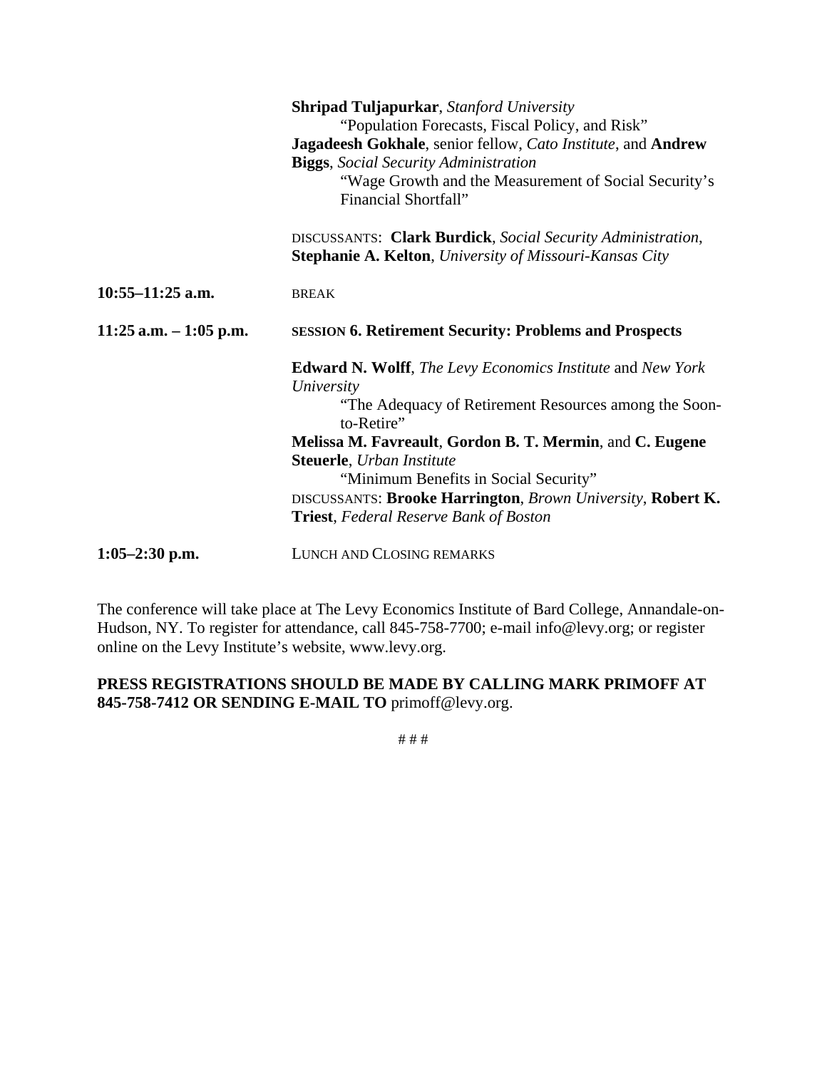**Shripad Tuljapurkar**, *Stanford University*
"Population Forecasts, Fiscal Policy, and Risk"
**Jagadeesh Gokhale**, senior fellow, *Cato Institute*, and **Andrew Biggs**, *Social Security Administration*
"Wage Growth and the Measurement of Social Security's Financial Shortfall"

DISCUSSANTS: **Clark Burdick**, *Social Security Administration*, **Stephanie A. Kelton**, *University of Missouri-Kansas City*

**10:55–11:25 a.m.** BREAK

**11:25 a.m. – 1:05 p.m.** **SESSION 6. Retirement Security: Problems and Prospects**

**Edward N. Wolff**, *The Levy Economics Institute* and *New York University*
"The Adequacy of Retirement Resources among the Soon-to-Retire"
**Melissa M. Favreault**, **Gordon B. T. Mermin**, and **C. Eugene Steuerle**, *Urban Institute*
"Minimum Benefits in Social Security"
DISCUSSANTS: **Brooke Harrington**, *Brown University*, **Robert K. Triest**, *Federal Reserve Bank of Boston*

**1:05–2:30 p.m.** LUNCH AND CLOSING REMARKS

The conference will take place at The Levy Economics Institute of Bard College, Annandale-on-Hudson, NY. To register for attendance, call 845-758-7700; e-mail info@levy.org; or register online on the Levy Institute's website, www.levy.org.

**PRESS REGISTRATIONS SHOULD BE MADE BY CALLING MARK PRIMOFF AT 845-758-7412 OR SENDING E-MAIL TO** primoff@levy.org.

# # #